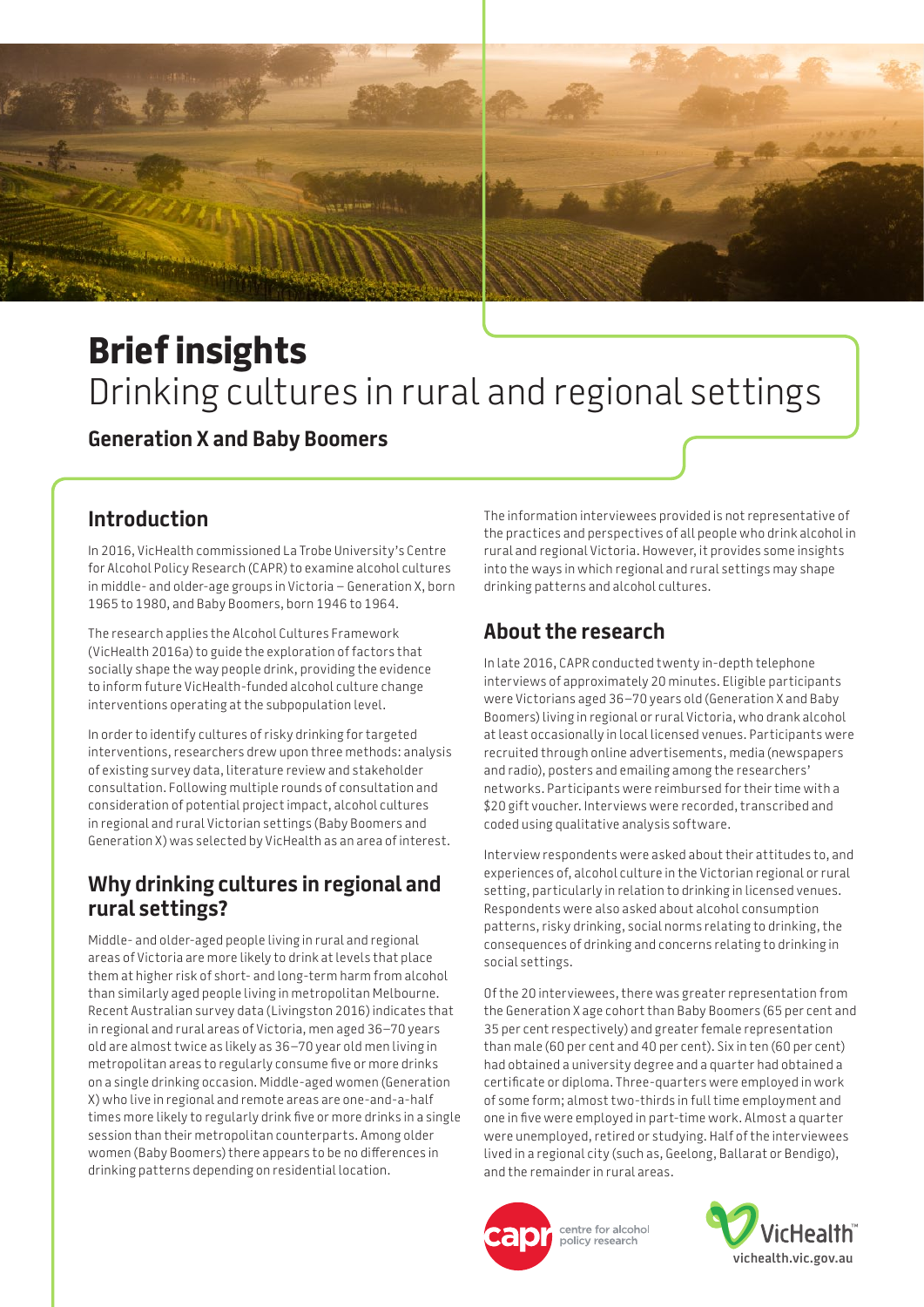# Brief insights
Drinking cultures in rural and regional settings

## Generation X and Baby Boomers

## Introduction

In 2016, VicHealth commissioned La Trobe University's Centre for Alcohol Policy Research (CAPR) to examine alcohol cultures in middle- and older-age groups in Victoria – Generation X, born 1965 to 1980, and Baby Boomers, born 1946 to 1964.

The research applies the Alcohol Cultures Framework (VicHealth 2016a) to guide the exploration of factors that socially shape the way people drink, providing the evidence to inform future VicHealth-funded alcohol culture change interventions operating at the subpopulation level.

In order to identify cultures of risky drinking for targeted interventions, researchers drew upon three methods: analysis of existing survey data, literature review and stakeholder consultation. Following multiple rounds of consultation and consideration of potential project impact, alcohol cultures in regional and rural Victorian settings (Baby Boomers and Generation X) was selected by VicHealth as an area of interest.

## Why drinking cultures in regional and rural settings?

Middle- and older-aged people living in rural and regional areas of Victoria are more likely to drink at levels that place them at higher risk of short- and long-term harm from alcohol than similarly aged people living in metropolitan Melbourne. Recent Australian survey data (Livingston 2016) indicates that in regional and rural areas of Victoria, men aged 36–70 years old are almost twice as likely as 36–70 year old men living in metropolitan areas to regularly consume five or more drinks on a single drinking occasion. Middle-aged women (Generation X) who live in regional and remote areas are one-and-a-half times more likely to regularly drink five or more drinks in a single session than their metropolitan counterparts. Among older women (Baby Boomers) there appears to be no differences in drinking patterns depending on residential location.

The information interviewees provided is not representative of the practices and perspectives of all people who drink alcohol in rural and regional Victoria. However, it provides some insights into the ways in which regional and rural settings may shape drinking patterns and alcohol cultures.

## About the research

In late 2016, CAPR conducted twenty in-depth telephone interviews of approximately 20 minutes. Eligible participants were Victorians aged 36–70 years old (Generation X and Baby Boomers) living in regional or rural Victoria, who drank alcohol at least occasionally in local licensed venues. Participants were recruited through online advertisements, media (newspapers and radio), posters and emailing among the researchers' networks. Participants were reimbursed for their time with a $20 gift voucher. Interviews were recorded, transcribed and coded using qualitative analysis software.

Interview respondents were asked about their attitudes to, and experiences of, alcohol culture in the Victorian regional or rural setting, particularly in relation to drinking in licensed venues. Respondents were also asked about alcohol consumption patterns, risky drinking, social norms relating to drinking, the consequences of drinking and concerns relating to drinking in social settings.

Of the 20 interviewees, there was greater representation from the Generation X age cohort than Baby Boomers (65 per cent and 35 per cent respectively) and greater female representation than male (60 per cent and 40 per cent). Six in ten (60 per cent) had obtained a university degree and a quarter had obtained a certificate or diploma. Three-quarters were employed in work of some form; almost two-thirds in full time employment and one in five were employed in part-time work. Almost a quarter were unemployed, retired or studying. Half of the interviewees lived in a regional city (such as, Geelong, Ballarat or Bendigo), and the remainder in rural areas.

capr centre for alcohol policy research

VicHealth
vichealth.vic.gov.au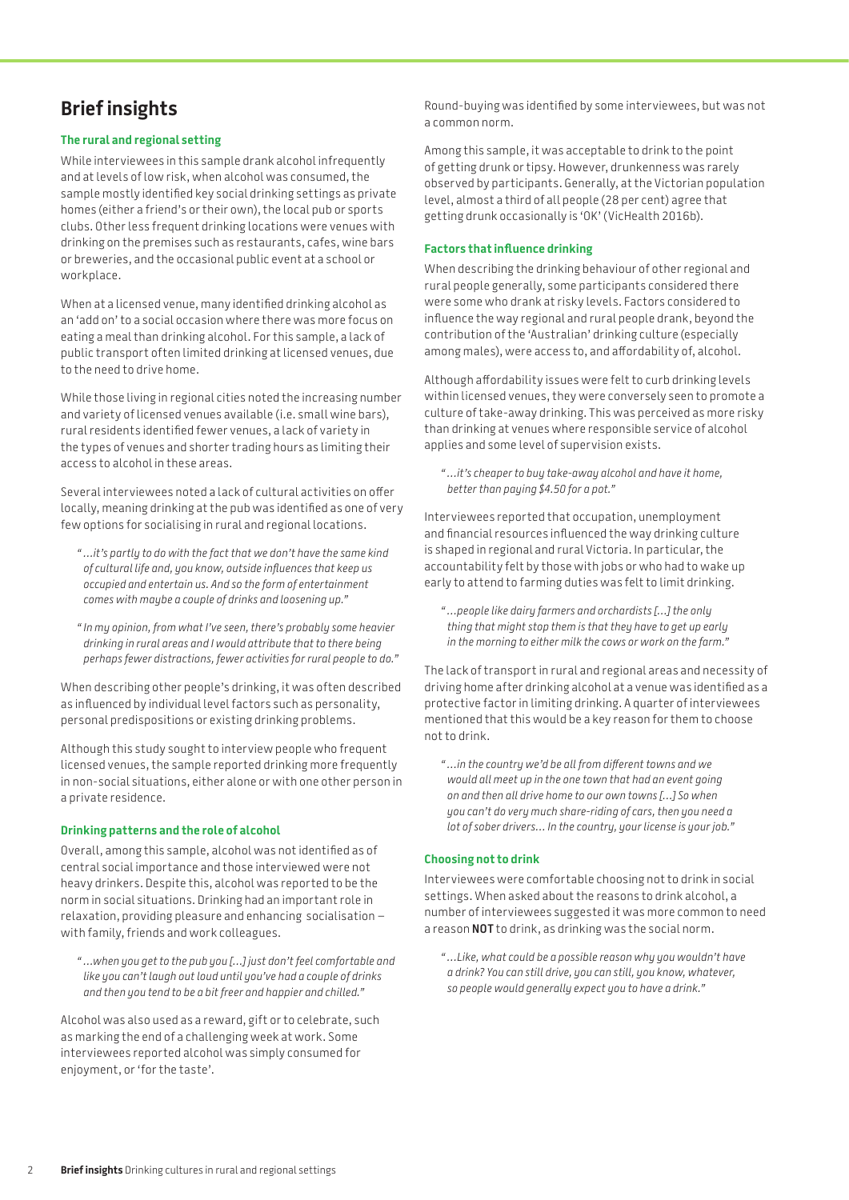# Brief insights

### The rural and regional setting

While interviewees in this sample drank alcohol infrequently and at levels of low risk, when alcohol was consumed, the sample mostly identified key social drinking settings as private homes (either a friend's or their own), the local pub or sports clubs. Other less frequent drinking locations were venues with drinking on the premises such as restaurants, cafes, wine bars or breweries, and the occasional public event at a school or workplace.

When at a licensed venue, many identified drinking alcohol as an 'add on' to a social occasion where there was more focus on eating a meal than drinking alcohol. For this sample, a lack of public transport often limited drinking at licensed venues, due to the need to drive home.

While those living in regional cities noted the increasing number and variety of licensed venues available (i.e. small wine bars), rural residents identified fewer venues, a lack of variety in the types of venues and shorter trading hours as limiting their access to alcohol in these areas.

Several interviewees noted a lack of cultural activities on offer locally, meaning drinking at the pub was identified as one of very few options for socialising in rural and regional locations.

> *"…it's partly to do with the fact that we don't have the same kind of cultural life and, you know, outside influences that keep us occupied and entertain us. And so the form of entertainment comes with maybe a couple of drinks and loosening up."*

> *"In my opinion, from what I've seen, there's probably some heavier drinking in rural areas and I would attribute that to there being perhaps fewer distractions, fewer activities for rural people to do."*

When describing other people's drinking, it was often described as influenced by individual level factors such as personality, personal predispositions or existing drinking problems.

Although this study sought to interview people who frequent licensed venues, the sample reported drinking more frequently in non-social situations, either alone or with one other person in a private residence.

### Drinking patterns and the role of alcohol

Overall, among this sample, alcohol was not identified as of central social importance and those interviewed were not heavy drinkers. Despite this, alcohol was reported to be the norm in social situations. Drinking had an important role in relaxation, providing pleasure and enhancing socialisation – with family, friends and work colleagues.

> *"…when you get to the pub you […] just don't feel comfortable and like you can't laugh out loud until you've had a couple of drinks and then you tend to be a bit freer and happier and chilled."*

Alcohol was also used as a reward, gift or to celebrate, such as marking the end of a challenging week at work. Some interviewees reported alcohol was simply consumed for enjoyment, or 'for the taste'.

Round-buying was identified by some interviewees, but was not a common norm.

Among this sample, it was acceptable to drink to the point of getting drunk or tipsy. However, drunkenness was rarely observed by participants. Generally, at the Victorian population level, almost a third of all people (28 per cent) agree that getting drunk occasionally is 'OK' (VicHealth 2016b).

### Factors that influence drinking

When describing the drinking behaviour of other regional and rural people generally, some participants considered there were some who drank at risky levels. Factors considered to influence the way regional and rural people drank, beyond the contribution of the 'Australian' drinking culture (especially among males), were access to, and affordability of, alcohol.

Although affordability issues were felt to curb drinking levels within licensed venues, they were conversely seen to promote a culture of take-away drinking. This was perceived as more risky than drinking at venues where responsible service of alcohol applies and some level of supervision exists.

> *"…it's cheaper to buy take-away alcohol and have it home, better than paying $4.50 for a pot."*

Interviewees reported that occupation, unemployment and financial resources influenced the way drinking culture is shaped in regional and rural Victoria. In particular, the accountability felt by those with jobs or who had to wake up early to attend to farming duties was felt to limit drinking.

> *"…people like dairy farmers and orchardists […] the only thing that might stop them is that they have to get up early in the morning to either milk the cows or work on the farm."*

The lack of transport in rural and regional areas and necessity of driving home after drinking alcohol at a venue was identified as a protective factor in limiting drinking. A quarter of interviewees mentioned that this would be a key reason for them to choose not to drink.

> *"…in the country we'd be all from different towns and we would all meet up in the one town that had an event going on and then all drive home to our own towns […] So when you can't do very much share-riding of cars, then you need a lot of sober drivers… In the country, your license is your job."*

### Choosing not to drink

Interviewees were comfortable choosing not to drink in social settings. When asked about the reasons to drink alcohol, a number of interviewees suggested it was more common to need a reason **NOT** to drink, as drinking was the social norm.

> *"…Like, what could be a possible reason why you wouldn't have a drink? You can still drive, you can still, you know, whatever, so people would generally expect you to have a drink."*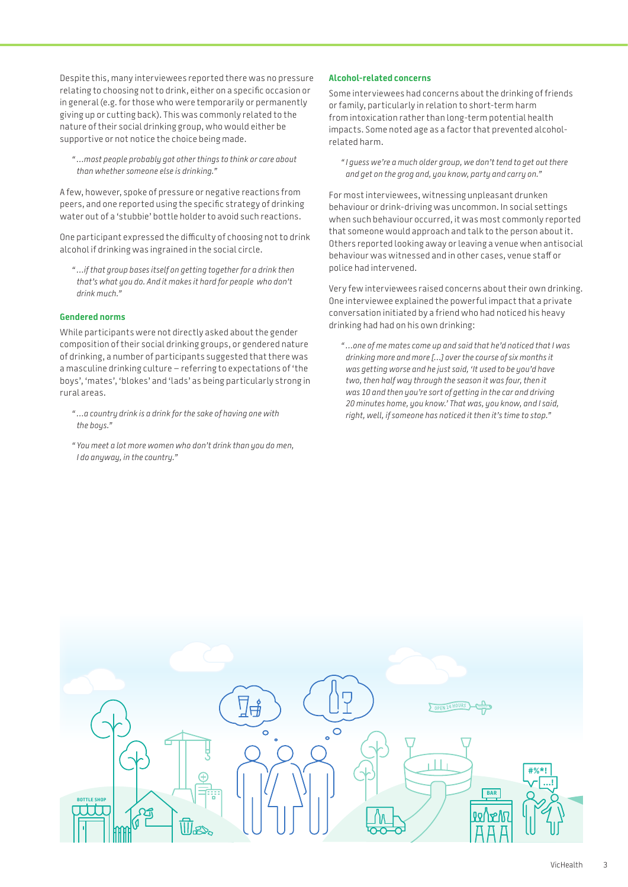Despite this, many interviewees reported there was no pressure relating to choosing not to drink, either on a specific occasion or in general (e.g. for those who were temporarily or permanently giving up or cutting back). This was commonly related to the nature of their social drinking group, who would either be supportive or not notice the choice being made.

> *"...most people probably got other things to think or care about than whether someone else is drinking."*

A few, however, spoke of pressure or negative reactions from peers, and one reported using the specific strategy of drinking water out of a 'stubbie' bottle holder to avoid such reactions.

One participant expressed the difficulty of choosing not to drink alcohol if drinking was ingrained in the social circle.

> *"...if that group bases itself on getting together for a drink then that's what you do. And it makes it hard for people who don't drink much."*

### Gendered norms

While participants were not directly asked about the gender composition of their social drinking groups, or gendered nature of drinking, a number of participants suggested that there was a masculine drinking culture – referring to expectations of 'the boys', 'mates', 'blokes' and 'lads' as being particularly strong in rural areas.

> *"...a country drink is a drink for the sake of having one with the boys."*

> *"You meet a lot more women who don't drink than you do men, I do anyway, in the country."*

### Alcohol-related concerns

Some interviewees had concerns about the drinking of friends or family, particularly in relation to short-term harm from intoxication rather than long-term potential health impacts. Some noted age as a factor that prevented alcohol-related harm.

> *"I guess we're a much older group, we don't tend to get out there and get on the grog and, you know, party and carry on."*

For most interviewees, witnessing unpleasant drunken behaviour or drink-driving was uncommon. In social settings when such behaviour occurred, it was most commonly reported that someone would approach and talk to the person about it. Others reported looking away or leaving a venue when antisocial behaviour was witnessed and in other cases, venue staff or police had intervened.

Very few interviewees raised concerns about their own drinking. One interviewee explained the powerful impact that a private conversation initiated by a friend who had noticed his heavy drinking had had on his own drinking:

> *"...one of me mates come up and said that he'd noticed that I was drinking more and more [...] over the course of six months it was getting worse and he just said, 'It used to be you'd have two, then half way through the season it was four, then it was 10 and then you're sort of getting in the car and driving 20 minutes home, you know.' That was, you know, and I said, right, well, if someone has noticed it then it's time to stop."*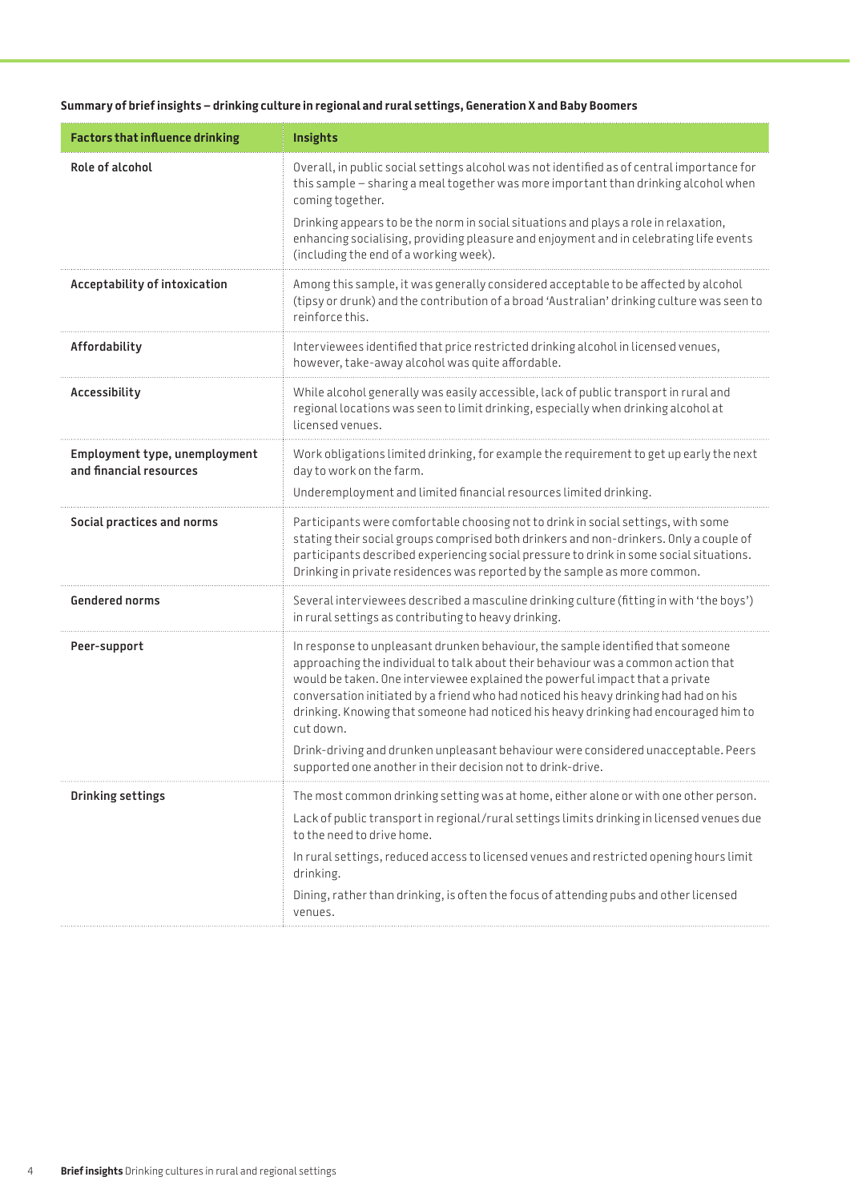**Summary of brief insights – drinking culture in regional and rural settings, Generation X and Baby Boomers**

| Factors that influence drinking | Insights |
|---|---|
| **Role of alcohol** | Overall, in public social settings alcohol was not identified as of central importance for this sample – sharing a meal together was more important than drinking alcohol when coming together.<br><br>Drinking appears to be the norm in social situations and plays a role in relaxation, enhancing socialising, providing pleasure and enjoyment and in celebrating life events (including the end of a working week). |
| **Acceptability of intoxication** | Among this sample, it was generally considered acceptable to be affected by alcohol (tipsy or drunk) and the contribution of a broad 'Australian' drinking culture was seen to reinforce this. |
| **Affordability** | Interviewees identified that price restricted drinking alcohol in licensed venues, however, take-away alcohol was quite affordable. |
| **Accessibility** | While alcohol generally was easily accessible, lack of public transport in rural and regional locations was seen to limit drinking, especially when drinking alcohol at licensed venues. |
| **Employment type, unemployment and financial resources** | Work obligations limited drinking, for example the requirement to get up early the next day to work on the farm.<br><br>Underemployment and limited financial resources limited drinking. |
| **Social practices and norms** | Participants were comfortable choosing not to drink in social settings, with some stating their social groups comprised both drinkers and non-drinkers. Only a couple of participants described experiencing social pressure to drink in some social situations. Drinking in private residences was reported by the sample as more common. |
| **Gendered norms** | Several interviewees described a masculine drinking culture (fitting in with 'the boys') in rural settings as contributing to heavy drinking. |
| **Peer-support** | In response to unpleasant drunken behaviour, the sample identified that someone approaching the individual to talk about their behaviour was a common action that would be taken. One interviewee explained the powerful impact that a private conversation initiated by a friend who had noticed his heavy drinking had had on his drinking. Knowing that someone had noticed his heavy drinking had encouraged him to cut down.<br><br>Drink-driving and drunken unpleasant behaviour were considered unacceptable. Peers supported one another in their decision not to drink-drive. |
| **Drinking settings** | The most common drinking setting was at home, either alone or with one other person.<br><br>Lack of public transport in regional/rural settings limits drinking in licensed venues due to the need to drive home.<br><br>In rural settings, reduced access to licensed venues and restricted opening hours limit drinking.<br><br>Dining, rather than drinking, is often the focus of attending pubs and other licensed venues. |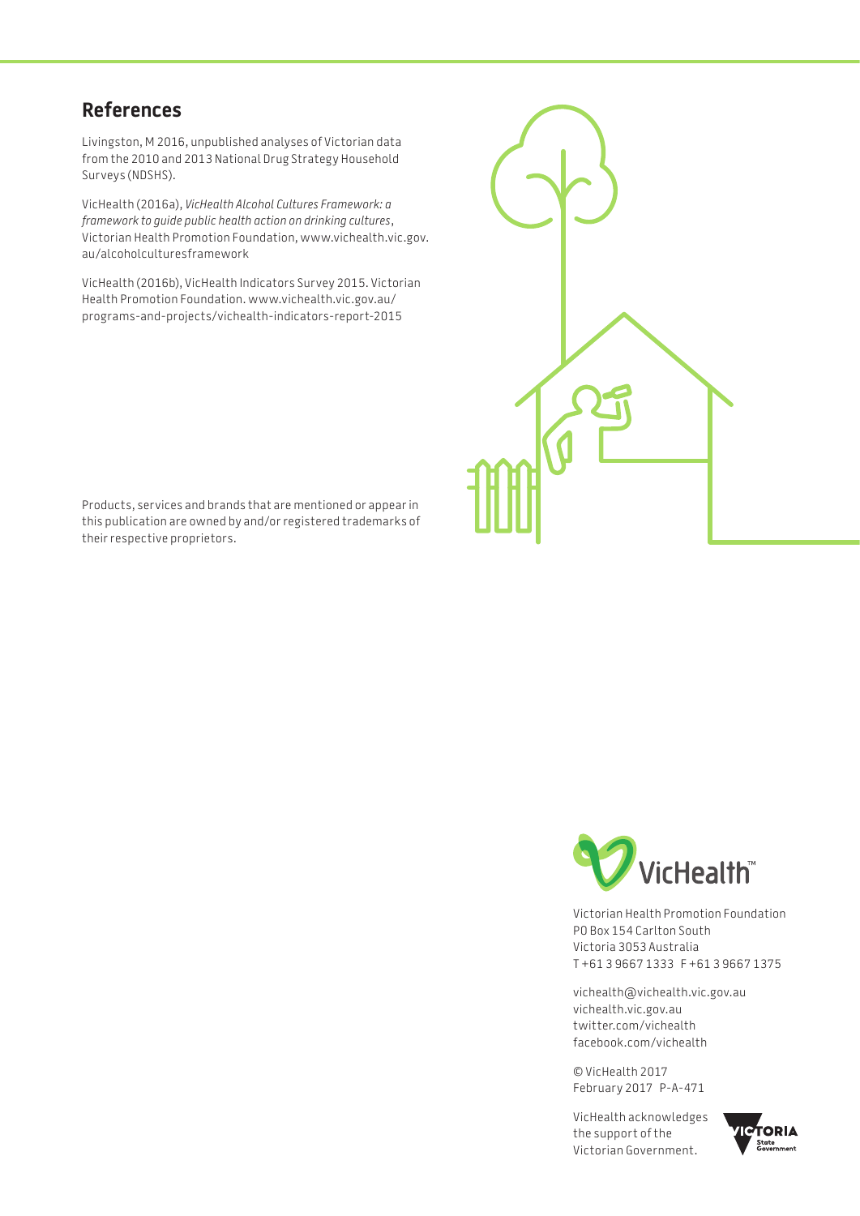## References

Livingston, M 2016, unpublished analyses of Victorian data from the 2010 and 2013 National Drug Strategy Household Surveys (NDSHS).

VicHealth (2016a), *VicHealth Alcohol Cultures Framework: a framework to guide public health action on drinking cultures*, Victorian Health Promotion Foundation, www.vichealth.vic.gov.au/alcoholculturesframework

VicHealth (2016b), VicHealth Indicators Survey 2015. Victorian Health Promotion Foundation. www.vichealth.vic.gov.au/programs-and-projects/vichealth-indicators-report-2015

Products, services and brands that are mentioned or appear in this publication are owned by and/or registered trademarks of their respective proprietors.

VicHealth™

Victorian Health Promotion Foundation
PO Box 154 Carlton South
Victoria 3053 Australia
T +61 3 9667 1333 F +61 3 9667 1375

vichealth@vichealth.vic.gov.au
vichealth.vic.gov.au
twitter.com/vichealth
facebook.com/vichealth

© VicHealth 2017
February 2017 P-A-471

VicHealth acknowledges the support of the Victorian Government.

VICTORIA State Government